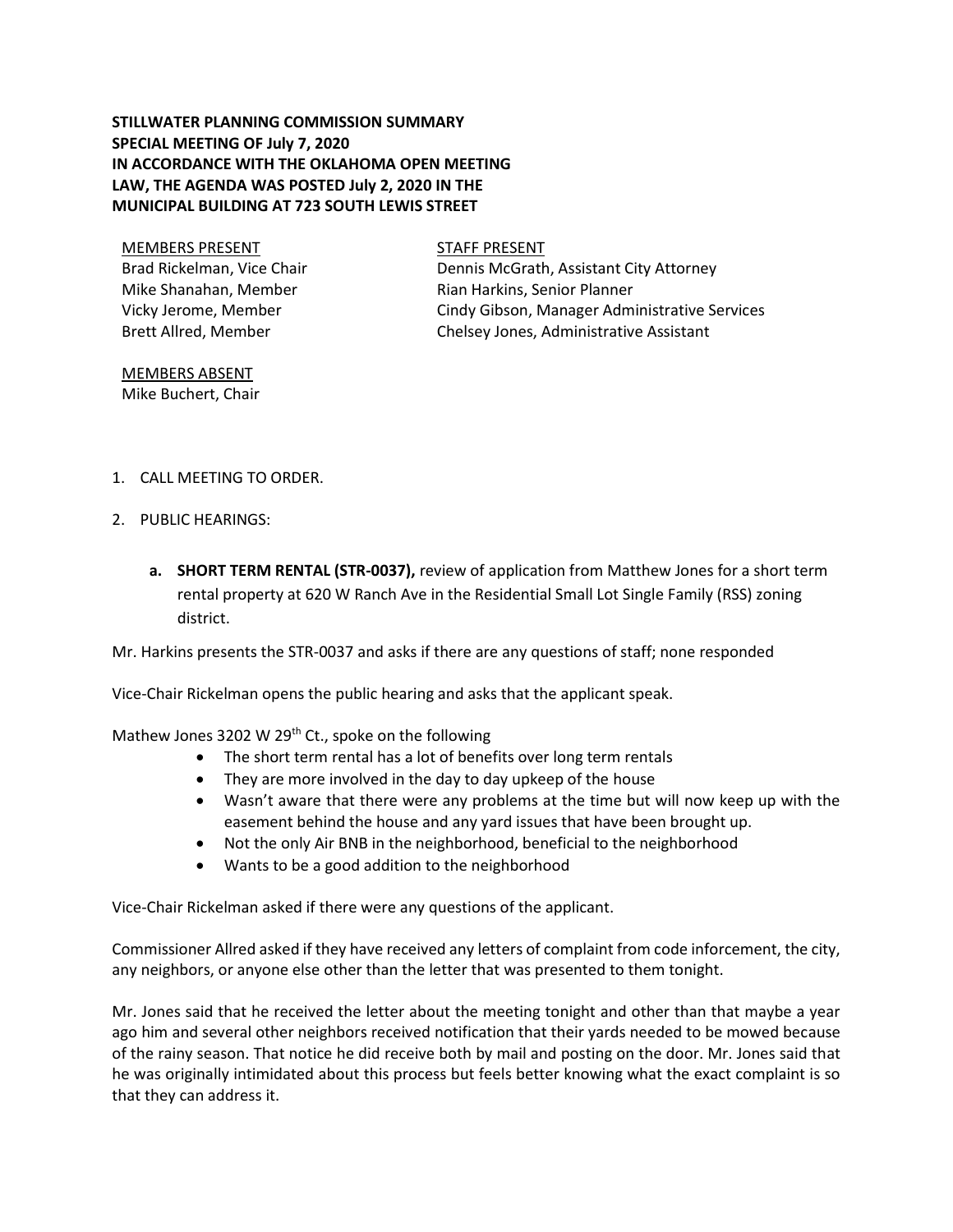**STILLWATER PLANNING COMMISSION SUMMARY**
**SPECIAL MEETING OF July 7, 2020**
**IN ACCORDANCE WITH THE OKLAHOMA OPEN MEETING LAW, THE AGENDA WAS POSTED July 2, 2020 IN THE MUNICIPAL BUILDING AT 723 SOUTH LEWIS STREET**

MEMBERS PRESENT
Brad Rickelman, Vice Chair
Mike Shanahan, Member
Vicky Jerome, Member
Brett Allred, Member

STAFF PRESENT
Dennis McGrath, Assistant City Attorney
Rian Harkins, Senior Planner
Cindy Gibson, Manager Administrative Services
Chelsey Jones, Administrative Assistant

MEMBERS ABSENT
Mike Buchert, Chair

1. CALL MEETING TO ORDER.
2. PUBLIC HEARINGS:
   a. **SHORT TERM RENTAL (STR-0037),** review of application from Matthew Jones for a short term rental property at 620 W Ranch Ave in the Residential Small Lot Single Family (RSS) zoning district.

Mr. Harkins presents the STR-0037 and asks if there are any questions of staff; none responded

Vice-Chair Rickelman opens the public hearing and asks that the applicant speak.

Mathew Jones 3202 W 29th Ct., spoke on the following

- The short term rental has a lot of benefits over long term rentals
- They are more involved in the day to day upkeep of the house
- Wasn't aware that there were any problems at the time but will now keep up with the easement behind the house and any yard issues that have been brought up.
- Not the only Air BNB in the neighborhood, beneficial to the neighborhood
- Wants to be a good addition to the neighborhood

Vice-Chair Rickelman asked if there were any questions of the applicant.

Commissioner Allred asked if they have received any letters of complaint from code inforcement, the city, any neighbors, or anyone else other than the letter that was presented to them tonight.

Mr. Jones said that he received the letter about the meeting tonight and other than that maybe a year ago him and several other neighbors received notification that their yards needed to be mowed because of the rainy season. That notice he did receive both by mail and posting on the door. Mr. Jones said that he was originally intimidated about this process but feels better knowing what the exact complaint is so that they can address it.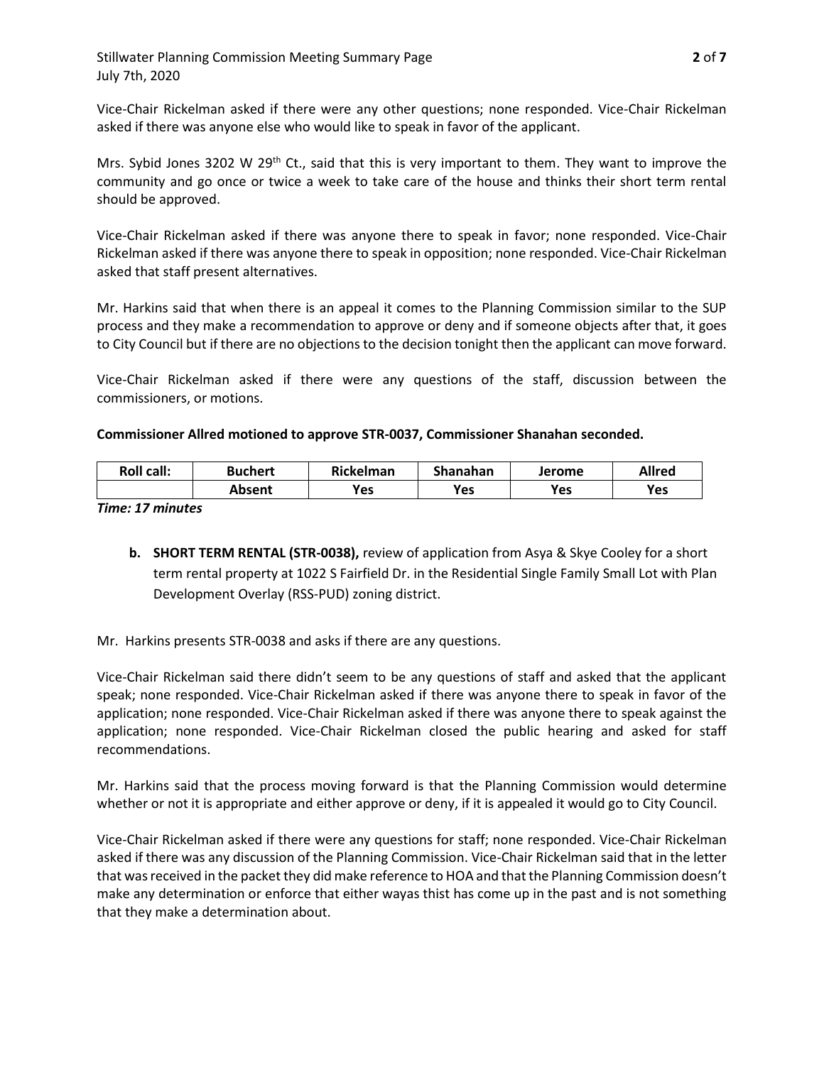Vice-Chair Rickelman asked if there were any other questions; none responded. Vice-Chair Rickelman asked if there was anyone else who would like to speak in favor of the applicant.

Mrs. Sybid Jones 3202 W 29th Ct., said that this is very important to them. They want to improve the community and go once or twice a week to take care of the house and thinks their short term rental should be approved.

Vice-Chair Rickelman asked if there was anyone there to speak in favor; none responded. Vice-Chair Rickelman asked if there was anyone there to speak in opposition; none responded. Vice-Chair Rickelman asked that staff present alternatives.

Mr. Harkins said that when there is an appeal it comes to the Planning Commission similar to the SUP process and they make a recommendation to approve or deny and if someone objects after that, it goes to City Council but if there are no objections to the decision tonight then the applicant can move forward.

Vice-Chair Rickelman asked if there were any questions of the staff, discussion between the commissioners, or motions.

**Commissioner Allred motioned to approve STR-0037, Commissioner Shanahan seconded.**

| Roll call: | Buchert | Rickelman | Shanahan | Jerome | Allred |
|---|---|---|---|---|---|
| | Absent | Yes | Yes | Yes | Yes |

***Time: 17 minutes***

**b. SHORT TERM RENTAL (STR-0038),** review of application from Asya & Skye Cooley for a short term rental property at 1022 S Fairfield Dr. in the Residential Single Family Small Lot with Plan Development Overlay (RSS-PUD) zoning district.

Mr. Harkins presents STR-0038 and asks if there are any questions.

Vice-Chair Rickelman said there didn't seem to be any questions of staff and asked that the applicant speak; none responded. Vice-Chair Rickelman asked if there was anyone there to speak in favor of the application; none responded. Vice-Chair Rickelman asked if there was anyone there to speak against the application; none responded. Vice-Chair Rickelman closed the public hearing and asked for staff recommendations.

Mr. Harkins said that the process moving forward is that the Planning Commission would determine whether or not it is appropriate and either approve or deny, if it is appealed it would go to City Council.

Vice-Chair Rickelman asked if there were any questions for staff; none responded. Vice-Chair Rickelman asked if there was any discussion of the Planning Commission. Vice-Chair Rickelman said that in the letter that was received in the packet they did make reference to HOA and that the Planning Commission doesn't make any determination or enforce that either wayas thist has come up in the past and is not something that they make a determination about.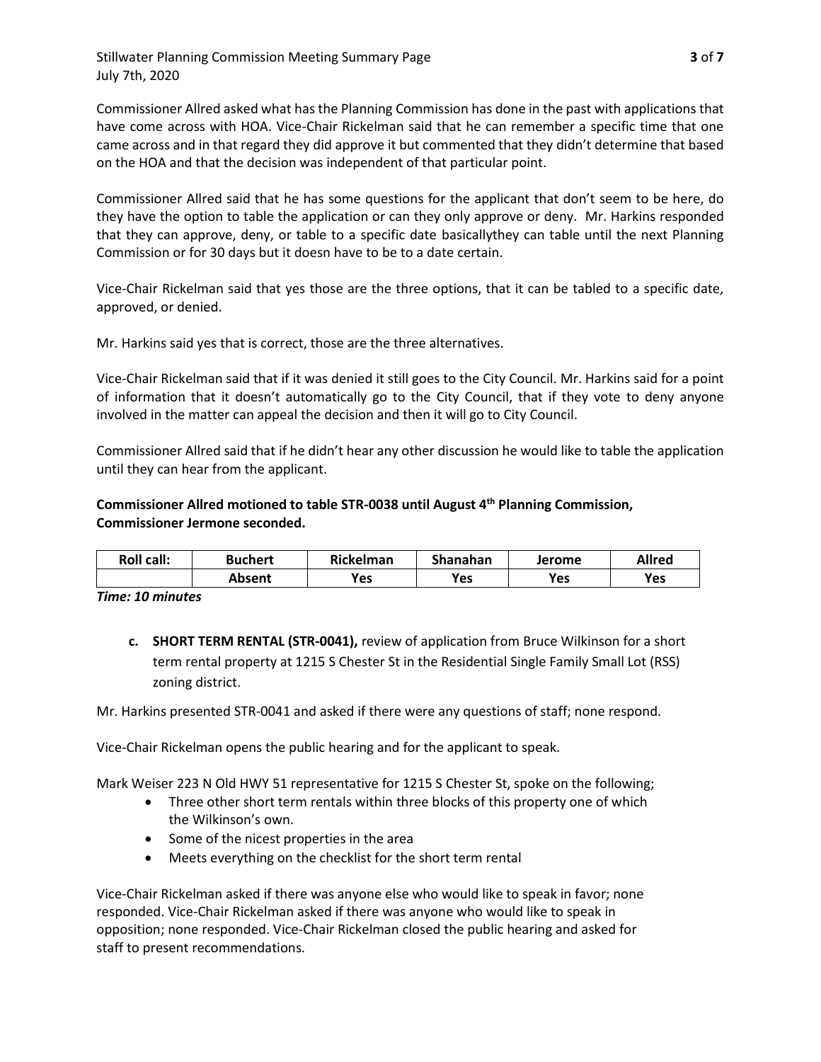Commissioner Allred asked what has the Planning Commission has done in the past with applications that have come across with HOA. Vice-Chair Rickelman said that he can remember a specific time that one came across and in that regard they did approve it but commented that they didn't determine that based on the HOA and that the decision was independent of that particular point.

Commissioner Allred said that he has some questions for the applicant that don't seem to be here, do they have the option to table the application or can they only approve or deny. Mr. Harkins responded that they can approve, deny, or table to a specific date basicallythey can table until the next Planning Commission or for 30 days but it doesn have to be to a date certain.

Vice-Chair Rickelman said that yes those are the three options, that it can be tabled to a specific date, approved, or denied.

Mr. Harkins said yes that is correct, those are the three alternatives.

Vice-Chair Rickelman said that if it was denied it still goes to the City Council. Mr. Harkins said for a point of information that it doesn't automatically go to the City Council, that if they vote to deny anyone involved in the matter can appeal the decision and then it will go to City Council.

Commissioner Allred said that if he didn't hear any other discussion he would like to table the application until they can hear from the applicant.

**Commissioner Allred motioned to table STR-0038 until August 4th Planning Commission, Commissioner Jermone seconded.**

| Roll call: | Buchert | Rickelman | Shanahan | Jerome | Allred |
|---|---|---|---|---|---|
| | Absent | Yes | Yes | Yes | Yes |

***Time: 10 minutes***

c. **SHORT TERM RENTAL (STR-0041),** review of application from Bruce Wilkinson for a short term rental property at 1215 S Chester St in the Residential Single Family Small Lot (RSS) zoning district.

Mr. Harkins presented STR-0041 and asked if there were any questions of staff; none respond.

Vice-Chair Rickelman opens the public hearing and for the applicant to speak.

Mark Weiser 223 N Old HWY 51 representative for 1215 S Chester St, spoke on the following;

- Three other short term rentals within three blocks of this property one of which the Wilkinson's own.
- Some of the nicest properties in the area
- Meets everything on the checklist for the short term rental

Vice-Chair Rickelman asked if there was anyone else who would like to speak in favor; none responded. Vice-Chair Rickelman asked if there was anyone who would like to speak in opposition; none responded. Vice-Chair Rickelman closed the public hearing and asked for staff to present recommendations.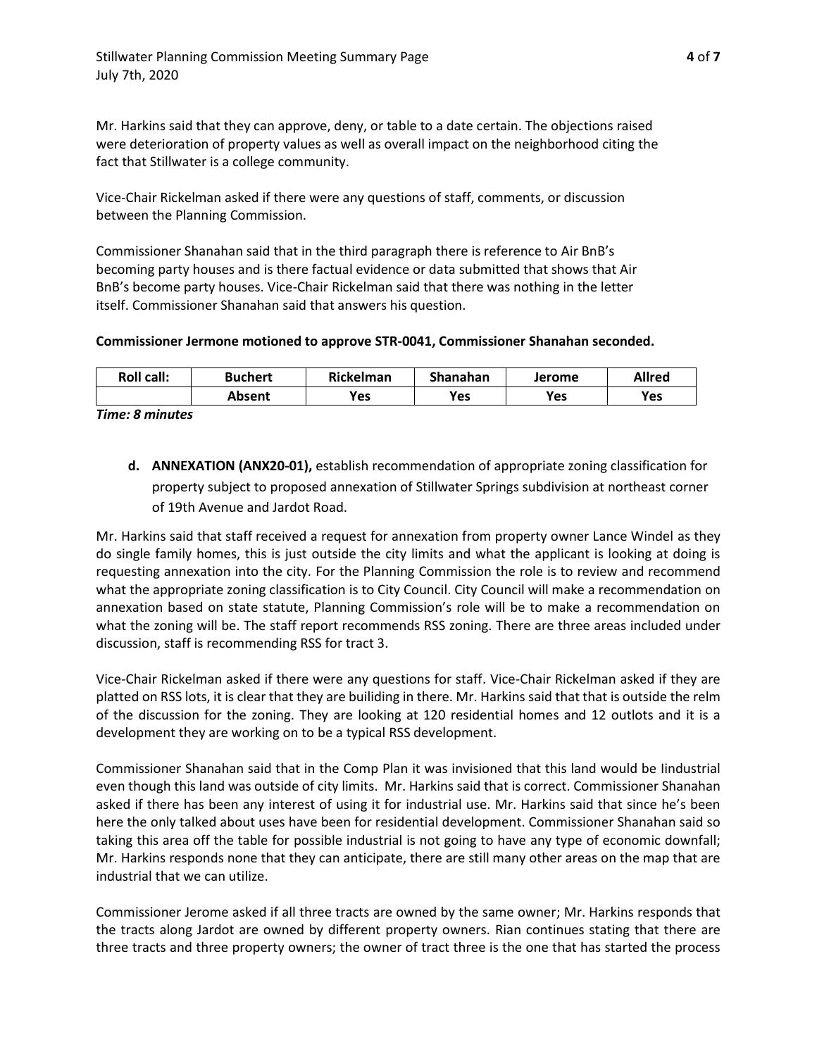Mr. Harkins said that they can approve, deny, or table to a date certain. The objections raised were deterioration of property values as well as overall impact on the neighborhood citing the fact that Stillwater is a college community.

Vice-Chair Rickelman asked if there were any questions of staff, comments, or discussion between the Planning Commission.

Commissioner Shanahan said that in the third paragraph there is reference to Air BnB's becoming party houses and is there factual evidence or data submitted that shows that Air BnB's become party houses. Vice-Chair Rickelman said that there was nothing in the letter itself. Commissioner Shanahan said that answers his question.

**Commissioner Jermone motioned to approve STR-0041, Commissioner Shanahan seconded.**

| Roll call: | Buchert | Rickelman | Shanahan | Jerome | Allred |
|---|---|---|---|---|---|
| | Absent | Yes | Yes | Yes | Yes |

***Time: 8 minutes***

**d. ANNEXATION (ANX20-01),** establish recommendation of appropriate zoning classification for property subject to proposed annexation of Stillwater Springs subdivision at northeast corner of 19th Avenue and Jardot Road.

Mr. Harkins said that staff received a request for annexation from property owner Lance Windel as they do single family homes, this is just outside the city limits and what the applicant is looking at doing is requesting annexation into the city. For the Planning Commission the role is to review and recommend what the appropriate zoning classification is to City Council. City Council will make a recommendation on annexation based on state statute, Planning Commission's role will be to make a recommendation on what the zoning will be. The staff report recommends RSS zoning. There are three areas included under discussion, staff is recommending RSS for tract 3.

Vice-Chair Rickelman asked if there were any questions for staff. Vice-Chair Rickelman asked if they are platted on RSS lots, it is clear that they are builiding in there. Mr. Harkins said that that is outside the relm of the discussion for the zoning. They are looking at 120 residential homes and 12 outlots and it is a development they are working on to be a typical RSS development.

Commissioner Shanahan said that in the Comp Plan it was invisioned that this land would be Iindustrial even though this land was outside of city limits. Mr. Harkins said that is correct. Commissioner Shanahan asked if there has been any interest of using it for industrial use. Mr. Harkins said that since he's been here the only talked about uses have been for residential development. Commissioner Shanahan said so taking this area off the table for possible industrial is not going to have any type of economic downfall; Mr. Harkins responds none that they can anticipate, there are still many other areas on the map that are industrial that we can utilize.

Commissioner Jerome asked if all three tracts are owned by the same owner; Mr. Harkins responds that the tracts along Jardot are owned by different property owners. Rian continues stating that there are three tracts and three property owners; the owner of tract three is the one that has started the process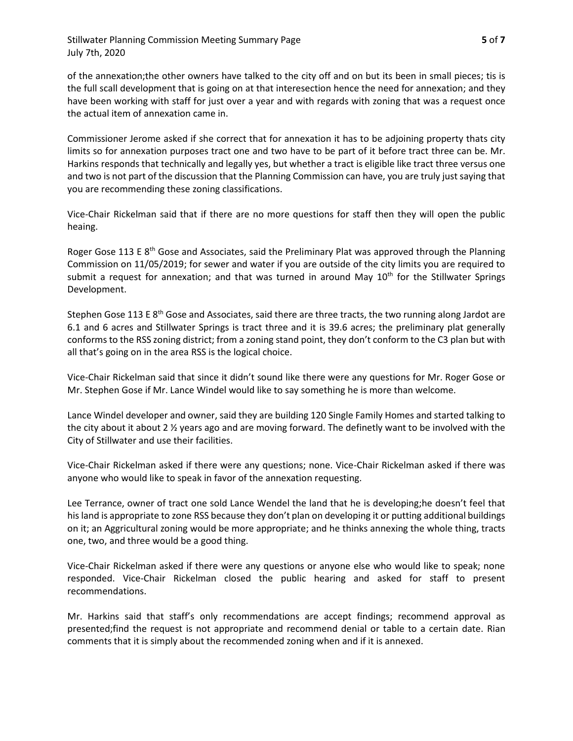of the annexation;the other owners have talked to the city off and on but its been in small pieces; tis is the full scall development that is going on at that interesection hence the need for annexation; and they have been working with staff for just over a year and with regards with zoning that was a request once the actual item of annexation came in.

Commissioner Jerome asked if she correct that for annexation it has to be adjoining property thats city limits so for annexation purposes tract one and two have to be part of it before tract three can be. Mr. Harkins responds that technically and legally yes, but whether a tract is eligible like tract three versus one and two is not part of the discussion that the Planning Commission can have, you are truly just saying that you are recommending these zoning classifications.

Vice-Chair Rickelman said that if there are no more questions for staff then they will open the public heaing.

Roger Gose 113 E 8th Gose and Associates, said the Preliminary Plat was approved through the Planning Commission on 11/05/2019; for sewer and water if you are outside of the city limits you are required to submit a request for annexation; and that was turned in around May 10th for the Stillwater Springs Development.

Stephen Gose 113 E 8th Gose and Associates, said there are three tracts, the two running along Jardot are 6.1 and 6 acres and Stillwater Springs is tract three and it is 39.6 acres; the preliminary plat generally conforms to the RSS zoning district; from a zoning stand point, they don't conform to the C3 plan but with all that's going on in the area RSS is the logical choice.

Vice-Chair Rickelman said that since it didn't sound like there were any questions for Mr. Roger Gose or Mr. Stephen Gose if Mr. Lance Windel would like to say something he is more than welcome.

Lance Windel developer and owner, said they are building 120 Single Family Homes and started talking to the city about it about 2 ½ years ago and are moving forward. The definetly want to be involved with the City of Stillwater and use their facilities.

Vice-Chair Rickelman asked if there were any questions; none. Vice-Chair Rickelman asked if there was anyone who would like to speak in favor of the annexation requesting.

Lee Terrance, owner of tract one sold Lance Wendel the land that he is developing;he doesn't feel that his land is appropriate to zone RSS because they don't plan on developing it or putting additional buildings on it; an Aggricultural zoning would be more appropriate; and he thinks annexing the whole thing, tracts one, two, and three would be a good thing.

Vice-Chair Rickelman asked if there were any questions or anyone else who would like to speak; none responded. Vice-Chair Rickelman closed the public hearing and asked for staff to present recommendations.

Mr. Harkins said that staff's only recommendations are accept findings; recommend approval as presented;find the request is not appropriate and recommend denial or table to a certain date. Rian comments that it is simply about the recommended zoning when and if it is annexed.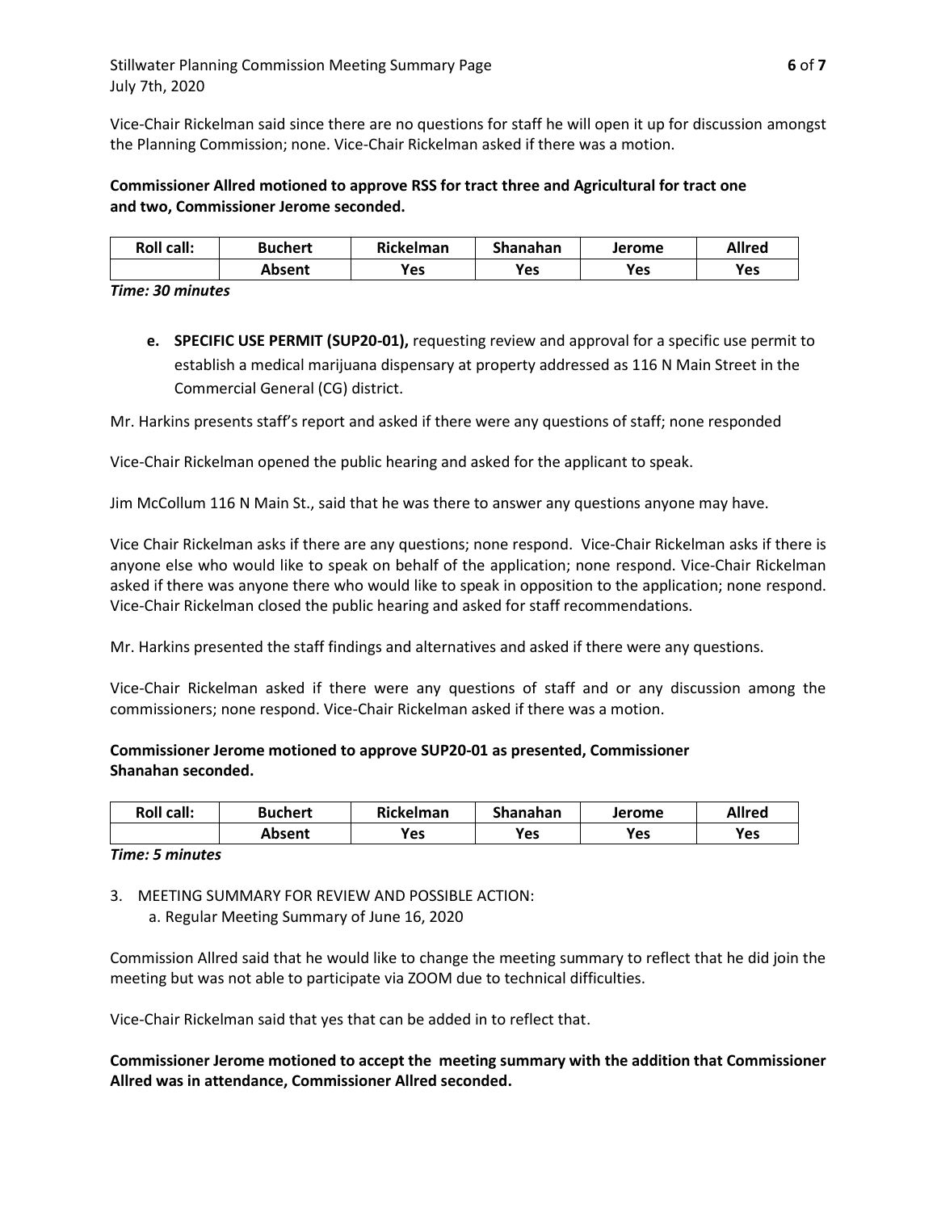Vice-Chair Rickelman said since there are no questions for staff he will open it up for discussion amongst the Planning Commission; none. Vice-Chair Rickelman asked if there was a motion.

**Commissioner Allred motioned to approve RSS for tract three and Agricultural for tract one and two, Commissioner Jerome seconded.**

| Roll call: | Buchert | Rickelman | Shanahan | Jerome | Allred |
|---|---|---|---|---|---|
| | Absent | Yes | Yes | Yes | Yes |

***Time: 30 minutes***

e. **SPECIFIC USE PERMIT (SUP20-01),** requesting review and approval for a specific use permit to establish a medical marijuana dispensary at property addressed as 116 N Main Street in the Commercial General (CG) district.

Mr. Harkins presents staff's report and asked if there were any questions of staff; none responded

Vice-Chair Rickelman opened the public hearing and asked for the applicant to speak.

Jim McCollum 116 N Main St., said that he was there to answer any questions anyone may have.

Vice Chair Rickelman asks if there are any questions; none respond. Vice-Chair Rickelman asks if there is anyone else who would like to speak on behalf of the application; none respond. Vice-Chair Rickelman asked if there was anyone there who would like to speak in opposition to the application; none respond. Vice-Chair Rickelman closed the public hearing and asked for staff recommendations.

Mr. Harkins presented the staff findings and alternatives and asked if there were any questions.

Vice-Chair Rickelman asked if there were any questions of staff and or any discussion among the commissioners; none respond. Vice-Chair Rickelman asked if there was a motion.

**Commissioner Jerome motioned to approve SUP20-01 as presented, Commissioner Shanahan seconded.**

| Roll call: | Buchert | Rickelman | Shanahan | Jerome | Allred |
|---|---|---|---|---|---|
| | Absent | Yes | Yes | Yes | Yes |

***Time: 5 minutes***

3. MEETING SUMMARY FOR REVIEW AND POSSIBLE ACTION:
   a. Regular Meeting Summary of June 16, 2020

Commission Allred said that he would like to change the meeting summary to reflect that he did join the meeting but was not able to participate via ZOOM due to technical difficulties.

Vice-Chair Rickelman said that yes that can be added in to reflect that.

**Commissioner Jerome motioned to accept the meeting summary with the addition that Commissioner Allred was in attendance, Commissioner Allred seconded.**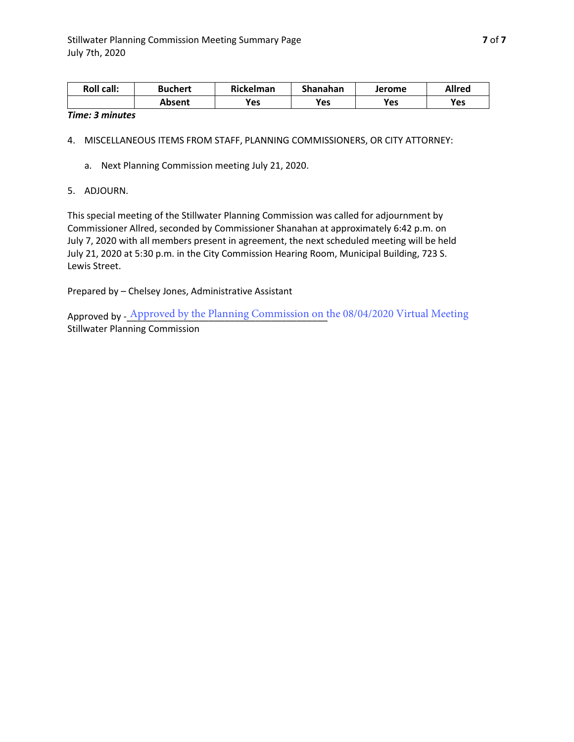| Roll call: | Buchert | Rickelman | Shanahan | Jerome | Allred |
|---|---|---|---|---|---|
| | Absent | Yes | Yes | Yes | Yes |

***Time: 3 minutes***

4. MISCELLANEOUS ITEMS FROM STAFF, PLANNING COMMISSIONERS, OR CITY ATTORNEY:

   a. Next Planning Commission meeting July 21, 2020.

5. ADJOURN.

This special meeting of the Stillwater Planning Commission was called for adjournment by Commissioner Allred, seconded by Commissioner Shanahan at approximately 6:42 p.m. on July 7, 2020 with all members present in agreement, the next scheduled meeting will be held July 21, 2020 at 5:30 p.m. in the City Commission Hearing Room, Municipal Building, 723 S. Lewis Street.

Prepared by – Chelsey Jones, Administrative Assistant

Approved by - Approved by the Planning Commission on the 08/04/2020 Virtual Meeting
Stillwater Planning Commission